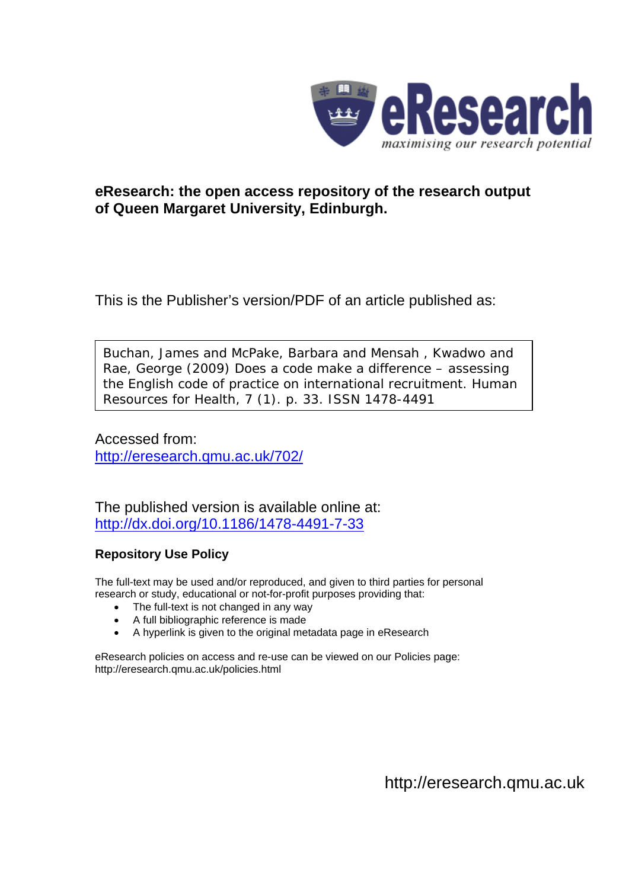eResearch

*maximising our research potential*

**eResearch: the open access repository of the research output of Queen Margaret University, Edinburgh.**

This is the Publisher's version/PDF of an article published as:

Buchan, James and McPake, Barbara and Mensah , Kwadwo and Rae, George (2009) Does a code make a difference – assessing the English code of practice on international recruitment. Human Resources for Health, 7 (1). p. 33. ISSN 1478-4491

Accessed from:
http://eresearch.qmu.ac.uk/702/

The published version is available online at:
http://dx.doi.org/10.1186/1478-4491-7-33

**Repository Use Policy**

The full-text may be used and/or reproduced, and given to third parties for personal research or study, educational or not-for-profit purposes providing that:

- The full-text is not changed in any way
- A full bibliographic reference is made
- A hyperlink is given to the original metadata page in eResearch

eResearch policies on access and re-use can be viewed on our Policies page: http://eresearch.qmu.ac.uk/policies.html

http://eresearch.qmu.ac.uk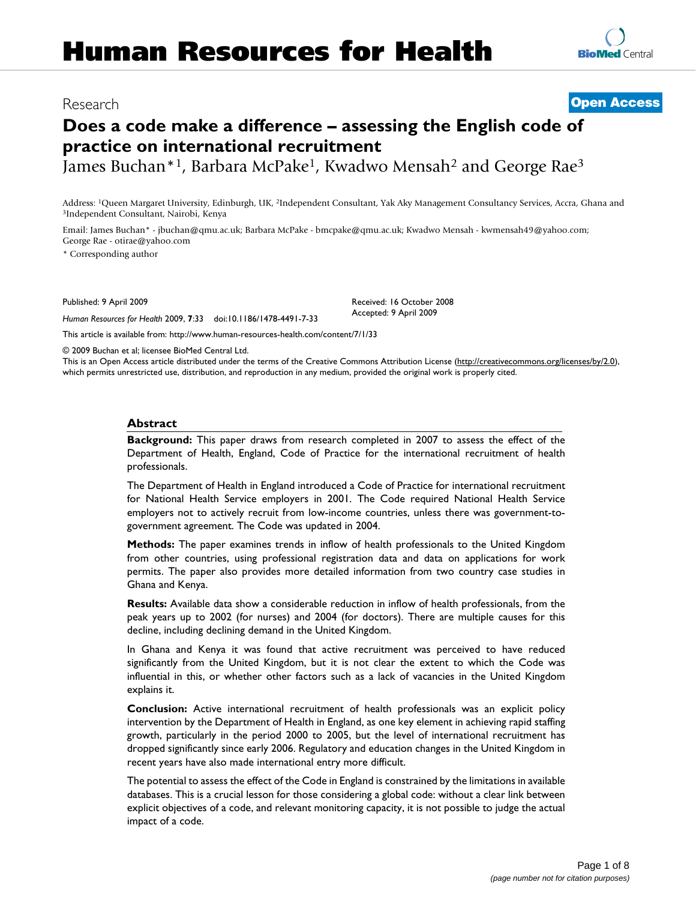Research **Open Access**

# Does a code make a difference – assessing the English code of practice on international recruitment

James Buchan*[1], Barbara McPake[1], Kwadwo Mensah[2] and George Rae[3]

Address: [1]Queen Margaret University, Edinburgh, UK, [2]Independent Consultant, Yak Aky Management Consultancy Services, Accra, Ghana and [3]Independent Consultant, Nairobi, Kenya

Email: James Buchan* - jbuchan@qmu.ac.uk; Barbara McPake - bmcpake@qmu.ac.uk; Kwadwo Mensah - kwmensah49@yahoo.com; George Rae - otirae@yahoo.com

* Corresponding author

Published: 9 April 2009

*Human Resources for Health* 2009, **7**:33 doi:10.1186/1478-4491-7-33

Received: 16 October 2008
Accepted: 9 April 2009

This article is available from: http://www.human-resources-health.com/content/7/1/33

© 2009 Buchan et al; licensee BioMed Central Ltd.
This is an Open Access article distributed under the terms of the Creative Commons Attribution License (http://creativecommons.org/licenses/by/2.0), which permits unrestricted use, distribution, and reproduction in any medium, provided the original work is properly cited.

## Abstract

**Background:** This paper draws from research completed in 2007 to assess the effect of the Department of Health, England, Code of Practice for the international recruitment of health professionals.

The Department of Health in England introduced a Code of Practice for international recruitment for National Health Service employers in 2001. The Code required National Health Service employers not to actively recruit from low-income countries, unless there was government-to-government agreement. The Code was updated in 2004.

**Methods:** The paper examines trends in inflow of health professionals to the United Kingdom from other countries, using professional registration data and data on applications for work permits. The paper also provides more detailed information from two country case studies in Ghana and Kenya.

**Results:** Available data show a considerable reduction in inflow of health professionals, from the peak years up to 2002 (for nurses) and 2004 (for doctors). There are multiple causes for this decline, including declining demand in the United Kingdom.

In Ghana and Kenya it was found that active recruitment was perceived to have reduced significantly from the United Kingdom, but it is not clear the extent to which the Code was influential in this, or whether other factors such as a lack of vacancies in the United Kingdom explains it.

**Conclusion:** Active international recruitment of health professionals was an explicit policy intervention by the Department of Health in England, as one key element in achieving rapid staffing growth, particularly in the period 2000 to 2005, but the level of international recruitment has dropped significantly since early 2006. Regulatory and education changes in the United Kingdom in recent years have also made international entry more difficult.

The potential to assess the effect of the Code in England is constrained by the limitations in available databases. This is a crucial lesson for those considering a global code: without a clear link between explicit objectives of a code, and relevant monitoring capacity, it is not possible to judge the actual impact of a code.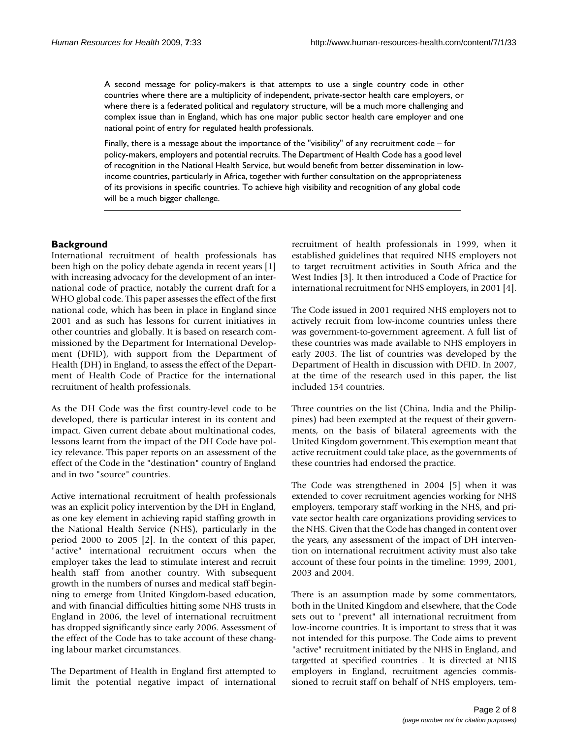A second message for policy-makers is that attempts to use a single country code in other countries where there are a multiplicity of independent, private-sector health care employers, or where there is a federated political and regulatory structure, will be a much more challenging and complex issue than in England, which has one major public sector health care employer and one national point of entry for regulated health professionals.

Finally, there is a message about the importance of the "visibility" of any recruitment code – for policy-makers, employers and potential recruits. The Department of Health Code has a good level of recognition in the National Health Service, but would benefit from better dissemination in low-income countries, particularly in Africa, together with further consultation on the appropriateness of its provisions in specific countries. To achieve high visibility and recognition of any global code will be a much bigger challenge.

## Background

International recruitment of health professionals has been high on the policy debate agenda in recent years [1] with increasing advocacy for the development of an international code of practice, notably the current draft for a WHO global code. This paper assesses the effect of the first national code, which has been in place in England since 2001 and as such has lessons for current initiatives in other countries and globally. It is based on research commissioned by the Department for International Development (DFID), with support from the Department of Health (DH) in England, to assess the effect of the Department of Health Code of Practice for the international recruitment of health professionals.

As the DH Code was the first country-level code to be developed, there is particular interest in its content and impact. Given current debate about multinational codes, lessons learnt from the impact of the DH Code have policy relevance. This paper reports on an assessment of the effect of the Code in the "destination" country of England and in two "source" countries.

Active international recruitment of health professionals was an explicit policy intervention by the DH in England, as one key element in achieving rapid staffing growth in the National Health Service (NHS), particularly in the period 2000 to 2005 [2]. In the context of this paper, "active" international recruitment occurs when the employer takes the lead to stimulate interest and recruit health staff from another country. With subsequent growth in the numbers of nurses and medical staff beginning to emerge from United Kingdom-based education, and with financial difficulties hitting some NHS trusts in England in 2006, the level of international recruitment has dropped significantly since early 2006. Assessment of the effect of the Code has to take account of these changing labour market circumstances.

The Department of Health in England first attempted to limit the potential negative impact of international recruitment of health professionals in 1999, when it established guidelines that required NHS employers not to target recruitment activities in South Africa and the West Indies [3]. It then introduced a Code of Practice for international recruitment for NHS employers, in 2001 [4].

The Code issued in 2001 required NHS employers not to actively recruit from low-income countries unless there was government-to-government agreement. A full list of these countries was made available to NHS employers in early 2003. The list of countries was developed by the Department of Health in discussion with DFID. In 2007, at the time of the research used in this paper, the list included 154 countries.

Three countries on the list (China, India and the Philippines) had been exempted at the request of their governments, on the basis of bilateral agreements with the United Kingdom government. This exemption meant that active recruitment could take place, as the governments of these countries had endorsed the practice.

The Code was strengthened in 2004 [5] when it was extended to cover recruitment agencies working for NHS employers, temporary staff working in the NHS, and private sector health care organizations providing services to the NHS. Given that the Code has changed in content over the years, any assessment of the impact of DH intervention on international recruitment activity must also take account of these four points in the timeline: 1999, 2001, 2003 and 2004.

There is an assumption made by some commentators, both in the United Kingdom and elsewhere, that the Code sets out to "prevent" all international recruitment from low-income countries. It is important to stress that it was not intended for this purpose. The Code aims to prevent "active" recruitment initiated by the NHS in England, and targetted at specified countries . It is directed at NHS employers in England, recruitment agencies commissioned to recruit staff on behalf of NHS employers, tem-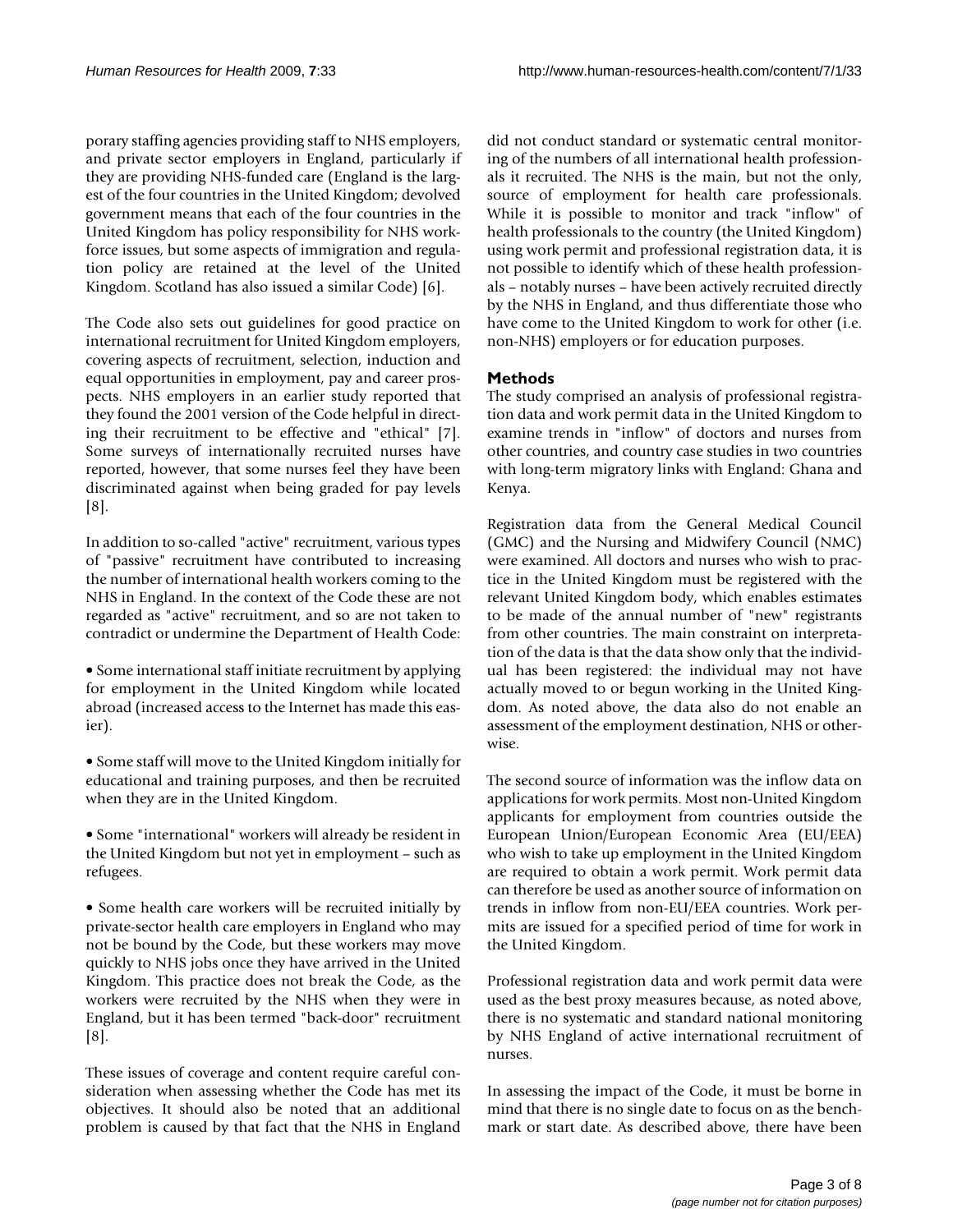porary staffing agencies providing staff to NHS employers, and private sector employers in England, particularly if they are providing NHS-funded care (England is the largest of the four countries in the United Kingdom; devolved government means that each of the four countries in the United Kingdom has policy responsibility for NHS workforce issues, but some aspects of immigration and regulation policy are retained at the level of the United Kingdom. Scotland has also issued a similar Code) [6].

The Code also sets out guidelines for good practice on international recruitment for United Kingdom employers, covering aspects of recruitment, selection, induction and equal opportunities in employment, pay and career prospects. NHS employers in an earlier study reported that they found the 2001 version of the Code helpful in directing their recruitment to be effective and "ethical" [7]. Some surveys of internationally recruited nurses have reported, however, that some nurses feel they have been discriminated against when being graded for pay levels [8].

In addition to so-called "active" recruitment, various types of "passive" recruitment have contributed to increasing the number of international health workers coming to the NHS in England. In the context of the Code these are not regarded as "active" recruitment, and so are not taken to contradict or undermine the Department of Health Code:

- Some international staff initiate recruitment by applying for employment in the United Kingdom while located abroad (increased access to the Internet has made this easier).

- Some staff will move to the United Kingdom initially for educational and training purposes, and then be recruited when they are in the United Kingdom.

- Some "international" workers will already be resident in the United Kingdom but not yet in employment – such as refugees.

- Some health care workers will be recruited initially by private-sector health care employers in England who may not be bound by the Code, but these workers may move quickly to NHS jobs once they have arrived in the United Kingdom. This practice does not break the Code, as the workers were recruited by the NHS when they were in England, but it has been termed "back-door" recruitment [8].

These issues of coverage and content require careful consideration when assessing whether the Code has met its objectives. It should also be noted that an additional problem is caused by that fact that the NHS in England did not conduct standard or systematic central monitoring of the numbers of all international health professionals it recruited. The NHS is the main, but not the only, source of employment for health care professionals. While it is possible to monitor and track "inflow" of health professionals to the country (the United Kingdom) using work permit and professional registration data, it is not possible to identify which of these health professionals – notably nurses – have been actively recruited directly by the NHS in England, and thus differentiate those who have come to the United Kingdom to work for other (i.e. non-NHS) employers or for education purposes.

## Methods

The study comprised an analysis of professional registration data and work permit data in the United Kingdom to examine trends in "inflow" of doctors and nurses from other countries, and country case studies in two countries with long-term migratory links with England: Ghana and Kenya.

Registration data from the General Medical Council (GMC) and the Nursing and Midwifery Council (NMC) were examined. All doctors and nurses who wish to practice in the United Kingdom must be registered with the relevant United Kingdom body, which enables estimates to be made of the annual number of "new" registrants from other countries. The main constraint on interpretation of the data is that the data show only that the individual has been registered: the individual may not have actually moved to or begun working in the United Kingdom. As noted above, the data also do not enable an assessment of the employment destination, NHS or otherwise.

The second source of information was the inflow data on applications for work permits. Most non-United Kingdom applicants for employment from countries outside the European Union/European Economic Area (EU/EEA) who wish to take up employment in the United Kingdom are required to obtain a work permit. Work permit data can therefore be used as another source of information on trends in inflow from non-EU/EEA countries. Work permits are issued for a specified period of time for work in the United Kingdom.

Professional registration data and work permit data were used as the best proxy measures because, as noted above, there is no systematic and standard national monitoring by NHS England of active international recruitment of nurses.

In assessing the impact of the Code, it must be borne in mind that there is no single date to focus on as the benchmark or start date. As described above, there have been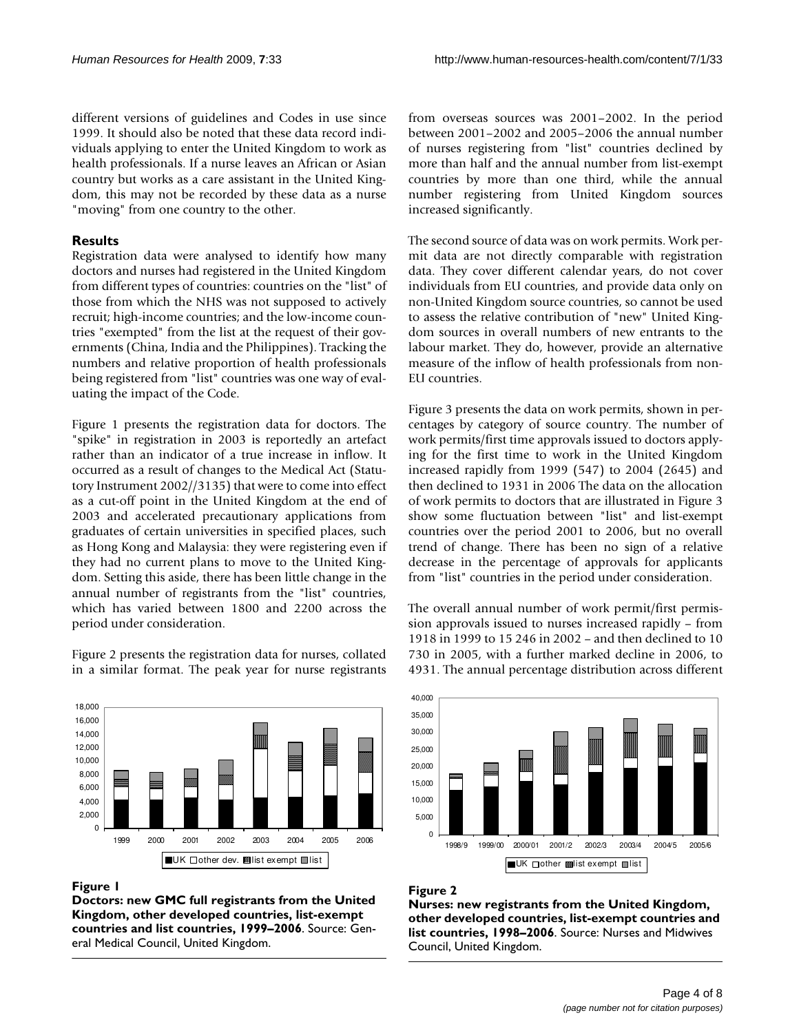different versions of guidelines and Codes in use since 1999. It should also be noted that these data record individuals applying to enter the United Kingdom to work as health professionals. If a nurse leaves an African or Asian country but works as a care assistant in the United Kingdom, this may not be recorded by these data as a nurse "moving" from one country to the other.

## Results

Registration data were analysed to identify how many doctors and nurses had registered in the United Kingdom from different types of countries: countries on the "list" of those from which the NHS was not supposed to actively recruit; high-income countries; and the low-income countries "exempted" from the list at the request of their governments (China, India and the Philippines). Tracking the numbers and relative proportion of health professionals being registered from "list" countries was one way of evaluating the impact of the Code.

Figure 1 presents the registration data for doctors. The "spike" in registration in 2003 is reportedly an artefact rather than an indicator of a true increase in inflow. It occurred as a result of changes to the Medical Act (Statutory Instrument 2002//3135) that were to come into effect as a cut-off point in the United Kingdom at the end of 2003 and accelerated precautionary applications from graduates of certain universities in specified places, such as Hong Kong and Malaysia: they were registering even if they had no current plans to move to the United Kingdom. Setting this aside, there has been little change in the annual number of registrants from the "list" countries, which has varied between 1800 and 2200 across the period under consideration.

Figure 2 presents the registration data for nurses, collated in a similar format. The peak year for nurse registrants from overseas sources was 2001–2002. In the period between 2001–2002 and 2005–2006 the annual number of nurses registering from "list" countries declined by more than half and the annual number from list-exempt countries by more than one third, while the annual number registering from United Kingdom sources increased significantly.

The second source of data was on work permits. Work permit data are not directly comparable with registration data. They cover different calendar years, do not cover individuals from EU countries, and provide data only on non-United Kingdom source countries, so cannot be used to assess the relative contribution of "new" United Kingdom sources in overall numbers of new entrants to the labour market. They do, however, provide an alternative measure of the inflow of health professionals from non-EU countries.

Figure 3 presents the data on work permits, shown in percentages by category of source country. The number of work permits/first time approvals issued to doctors applying for the first time to work in the United Kingdom increased rapidly from 1999 (547) to 2004 (2645) and then declined to 1931 in 2006 The data on the allocation of work permits to doctors that are illustrated in Figure 3 show some fluctuation between "list" and list-exempt countries over the period 2001 to 2006, but no overall trend of change. There has been no sign of a relative decrease in the percentage of approvals for applicants from "list" countries in the period under consideration.

The overall annual number of work permit/first permission approvals issued to nurses increased rapidly – from 1918 in 1999 to 15 246 in 2002 – and then declined to 10 730 in 2005, with a further marked decline in 2006, to 4931. The annual percentage distribution across different

**Figure 1**
**Doctors: new GMC full registrants from the United Kingdom, other developed countries, list-exempt countries and list countries, 1999–2006**. Source: General Medical Council, United Kingdom.

**Figure 2**
**Nurses: new registrants from the United Kingdom, other developed countries, list-exempt countries and list countries, 1998–2006**. Source: Nurses and Midwives Council, United Kingdom.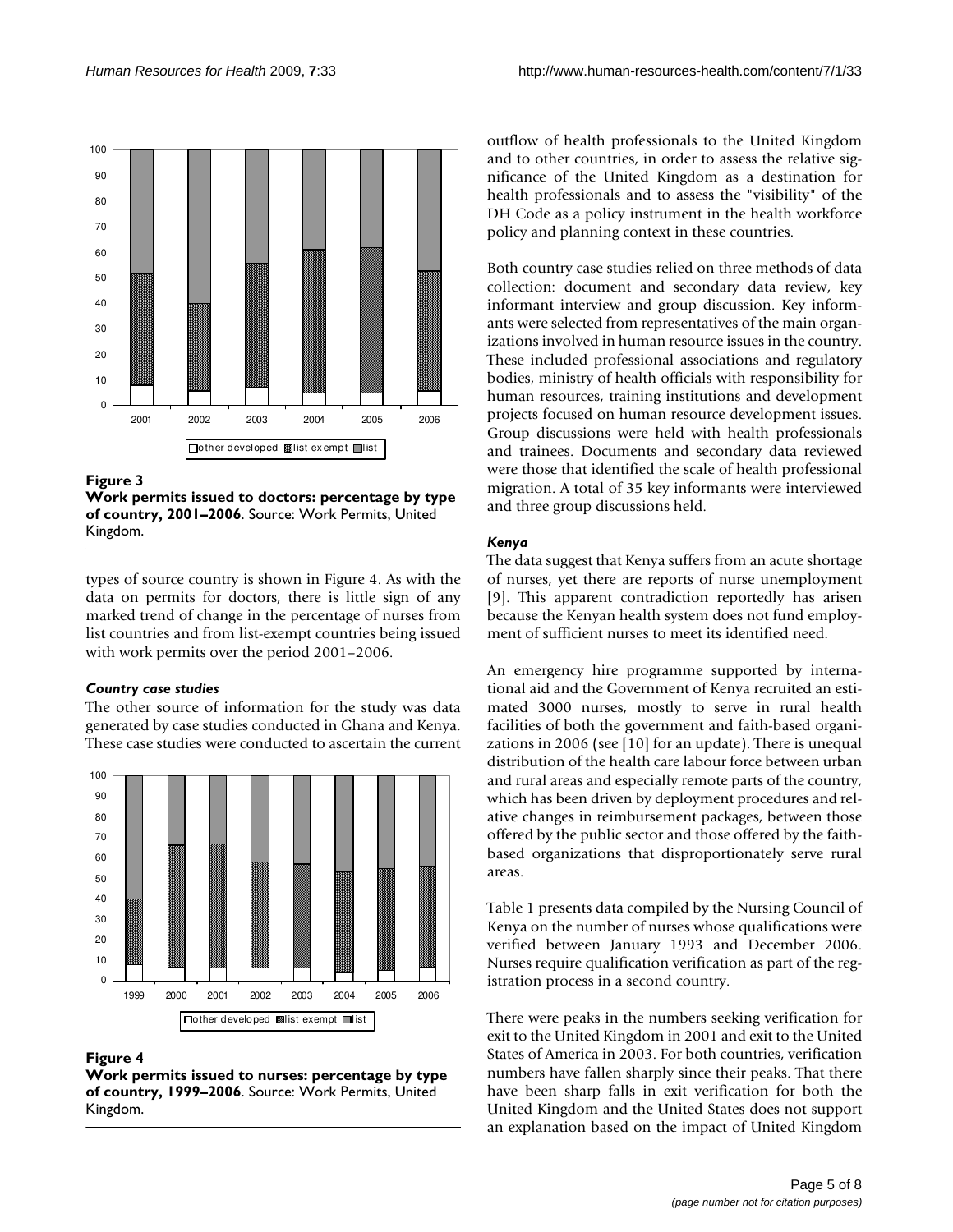**Figure 3**

**Work permits issued to doctors: percentage by type of country, 2001–2006**. Source: Work Permits, United Kingdom.

types of source country is shown in Figure 4. As with the data on permits for doctors, there is little sign of any marked trend of change in the percentage of nurses from list countries and from list-exempt countries being issued with work permits over the period 2001–2006.

### *Country case studies*

The other source of information for the study was data generated by case studies conducted in Ghana and Kenya. These case studies were conducted to ascertain the current outflow of health professionals to the United Kingdom and to other countries, in order to assess the relative significance of the United Kingdom as a destination for health professionals and to assess the "visibility" of the DH Code as a policy instrument in the health workforce policy and planning context in these countries.

**Figure 4**

**Work permits issued to nurses: percentage by type of country, 1999–2006**. Source: Work Permits, United Kingdom.

Both country case studies relied on three methods of data collection: document and secondary data review, key informant interview and group discussion. Key informants were selected from representatives of the main organizations involved in human resource issues in the country. These included professional associations and regulatory bodies, ministry of health officials with responsibility for human resources, training institutions and development projects focused on human resource development issues. Group discussions were held with health professionals and trainees. Documents and secondary data reviewed were those that identified the scale of health professional migration. A total of 35 key informants were interviewed and three group discussions held.

### *Kenya*

The data suggest that Kenya suffers from an acute shortage of nurses, yet there are reports of nurse unemployment [9]. This apparent contradiction reportedly has arisen because the Kenyan health system does not fund employment of sufficient nurses to meet its identified need.

An emergency hire programme supported by international aid and the Government of Kenya recruited an estimated 3000 nurses, mostly to serve in rural health facilities of both the government and faith-based organizations in 2006 (see [10] for an update). There is unequal distribution of the health care labour force between urban and rural areas and especially remote parts of the country, which has been driven by deployment procedures and relative changes in reimbursement packages, between those offered by the public sector and those offered by the faith-based organizations that disproportionately serve rural areas.

Table 1 presents data compiled by the Nursing Council of Kenya on the number of nurses whose qualifications were verified between January 1993 and December 2006. Nurses require qualification verification as part of the registration process in a second country.

There were peaks in the numbers seeking verification for exit to the United Kingdom in 2001 and exit to the United States of America in 2003. For both countries, verification numbers have fallen sharply since their peaks. That there have been sharp falls in exit verification for both the United Kingdom and the United States does not support an explanation based on the impact of United Kingdom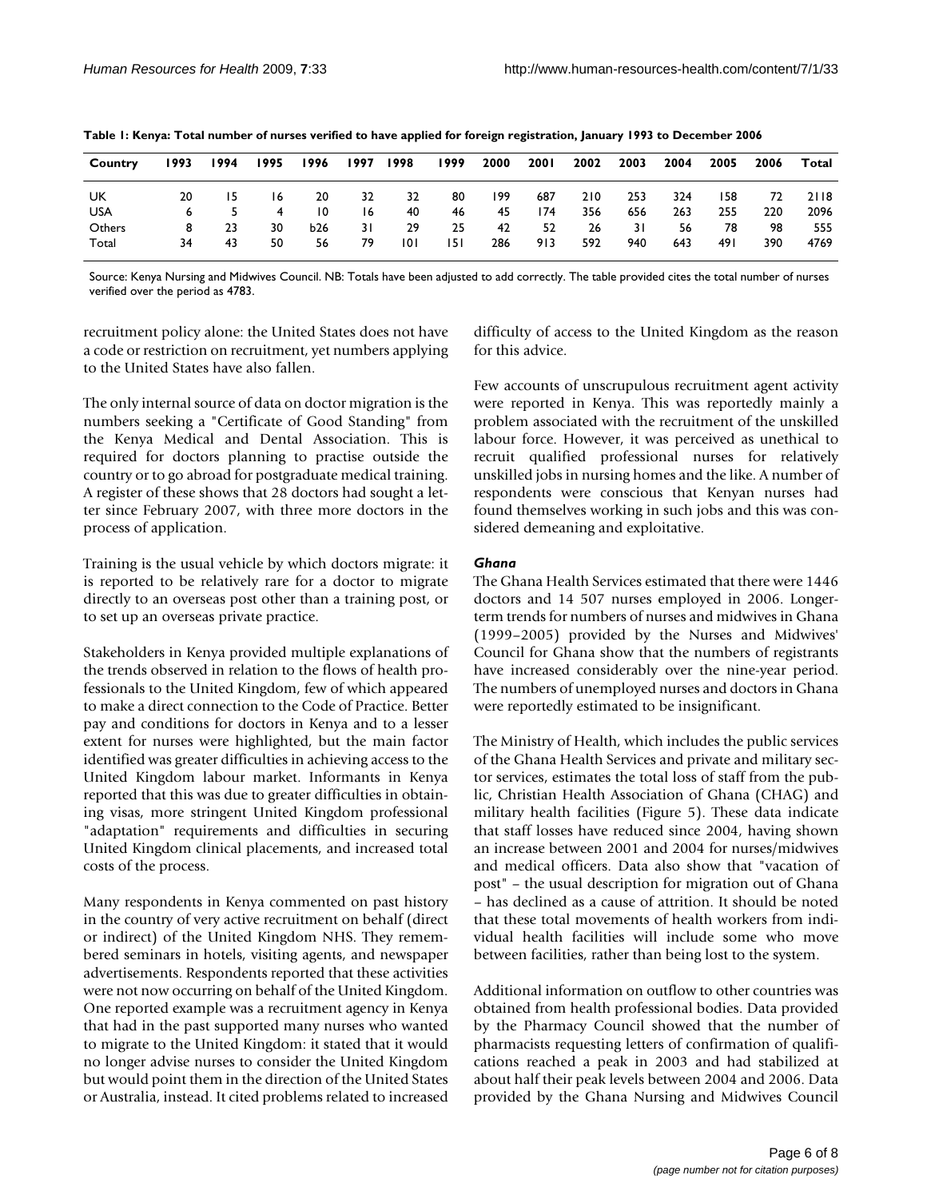**Table 1: Kenya: Total number of nurses verified to have applied for foreign registration, January 1993 to December 2006**

| Country | 1993 | 1994 | 1995 | 1996 | 1997 | 1998 | 1999 | 2000 | 2001 | 2002 | 2003 | 2004 | 2005 | 2006 | Total |
|---|---|---|---|---|---|---|---|---|---|---|---|---|---|---|---|
| UK | 20 | 15 | 16 | 20 | 32 | 32 | 80 | 199 | 687 | 210 | 253 | 324 | 158 | 72 | 2118 |
| USA | 6 | 5 | 4 | 10 | 16 | 40 | 46 | 45 | 174 | 356 | 656 | 263 | 255 | 220 | 2096 |
| Others | 8 | 23 | 30 | b26 | 31 | 29 | 25 | 42 | 52 | 26 | 31 | 56 | 78 | 98 | 555 |
| Total | 34 | 43 | 50 | 56 | 79 | 101 | 151 | 286 | 913 | 592 | 940 | 643 | 491 | 390 | 4769 |

Source: Kenya Nursing and Midwives Council. NB: Totals have been adjusted to add correctly. The table provided cites the total number of nurses verified over the period as 4783.

recruitment policy alone: the United States does not have a code or restriction on recruitment, yet numbers applying to the United States have also fallen.

The only internal source of data on doctor migration is the numbers seeking a "Certificate of Good Standing" from the Kenya Medical and Dental Association. This is required for doctors planning to practise outside the country or to go abroad for postgraduate medical training. A register of these shows that 28 doctors had sought a letter since February 2007, with three more doctors in the process of application.

Training is the usual vehicle by which doctors migrate: it is reported to be relatively rare for a doctor to migrate directly to an overseas post other than a training post, or to set up an overseas private practice.

Stakeholders in Kenya provided multiple explanations of the trends observed in relation to the flows of health professionals to the United Kingdom, few of which appeared to make a direct connection to the Code of Practice. Better pay and conditions for doctors in Kenya and to a lesser extent for nurses were highlighted, but the main factor identified was greater difficulties in achieving access to the United Kingdom labour market. Informants in Kenya reported that this was due to greater difficulties in obtaining visas, more stringent United Kingdom professional "adaptation" requirements and difficulties in securing United Kingdom clinical placements, and increased total costs of the process.

Many respondents in Kenya commented on past history in the country of very active recruitment on behalf (direct or indirect) of the United Kingdom NHS. They remembered seminars in hotels, visiting agents, and newspaper advertisements. Respondents reported that these activities were not now occurring on behalf of the United Kingdom. One reported example was a recruitment agency in Kenya that had in the past supported many nurses who wanted to migrate to the United Kingdom: it stated that it would no longer advise nurses to consider the United Kingdom but would point them in the direction of the United States or Australia, instead. It cited problems related to increased difficulty of access to the United Kingdom as the reason for this advice.

Few accounts of unscrupulous recruitment agent activity were reported in Kenya. This was reportedly mainly a problem associated with the recruitment of the unskilled labour force. However, it was perceived as unethical to recruit qualified professional nurses for relatively unskilled jobs in nursing homes and the like. A number of respondents were conscious that Kenyan nurses had found themselves working in such jobs and this was considered demeaning and exploitative.

### *Ghana*

The Ghana Health Services estimated that there were 1446 doctors and 14 507 nurses employed in 2006. Longer-term trends for numbers of nurses and midwives in Ghana (1999–2005) provided by the Nurses and Midwives' Council for Ghana show that the numbers of registrants have increased considerably over the nine-year period. The numbers of unemployed nurses and doctors in Ghana were reportedly estimated to be insignificant.

The Ministry of Health, which includes the public services of the Ghana Health Services and private and military sector services, estimates the total loss of staff from the public, Christian Health Association of Ghana (CHAG) and military health facilities (Figure 5). These data indicate that staff losses have reduced since 2004, having shown an increase between 2001 and 2004 for nurses/midwives and medical officers. Data also show that "vacation of post" – the usual description for migration out of Ghana – has declined as a cause of attrition. It should be noted that these total movements of health workers from individual health facilities will include some who move between facilities, rather than being lost to the system.

Additional information on outflow to other countries was obtained from health professional bodies. Data provided by the Pharmacy Council showed that the number of pharmacists requesting letters of confirmation of qualifications reached a peak in 2003 and had stabilized at about half their peak levels between 2004 and 2006. Data provided by the Ghana Nursing and Midwives Council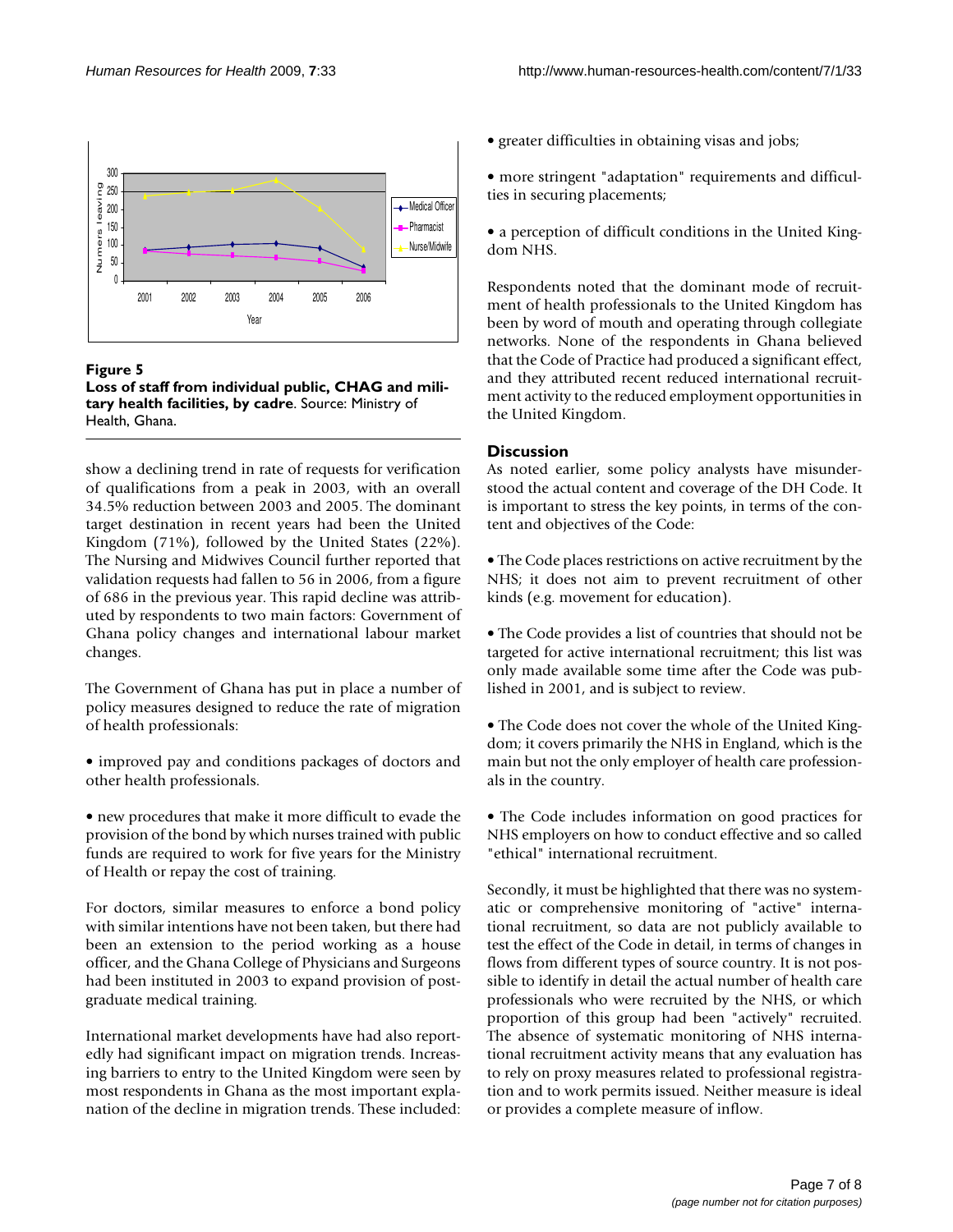300
250
200
150
100
50
0
Numers leaving
2001
2002
2003
2004
2005
2006
Year
Medical Officer
Pharmacist
Nurse/Midwife

**Figure 5**
**Loss of staff from individual public, CHAG and military health facilities, by cadre**. Source: Ministry of Health, Ghana.

show a declining trend in rate of requests for verification of qualifications from a peak in 2003, with an overall 34.5% reduction between 2003 and 2005. The dominant target destination in recent years had been the United Kingdom (71%), followed by the United States (22%). The Nursing and Midwives Council further reported that validation requests had fallen to 56 in 2006, from a figure of 686 in the previous year. This rapid decline was attributed by respondents to two main factors: Government of Ghana policy changes and international labour market changes.

The Government of Ghana has put in place a number of policy measures designed to reduce the rate of migration of health professionals:

- improved pay and conditions packages of doctors and other health professionals.

- new procedures that make it more difficult to evade the provision of the bond by which nurses trained with public funds are required to work for five years for the Ministry of Health or repay the cost of training.

For doctors, similar measures to enforce a bond policy with similar intentions have not been taken, but there had been an extension to the period working as a house officer, and the Ghana College of Physicians and Surgeons had been instituted in 2003 to expand provision of postgraduate medical training.

International market developments have had also reportedly had significant impact on migration trends. Increasing barriers to entry to the United Kingdom were seen by most respondents in Ghana as the most important explanation of the decline in migration trends. These included:

- greater difficulties in obtaining visas and jobs;

- more stringent "adaptation" requirements and difficulties in securing placements;

- a perception of difficult conditions in the United Kingdom NHS.

Respondents noted that the dominant mode of recruitment of health professionals to the United Kingdom has been by word of mouth and operating through collegiate networks. None of the respondents in Ghana believed that the Code of Practice had produced a significant effect, and they attributed recent reduced international recruitment activity to the reduced employment opportunities in the United Kingdom.

## Discussion

As noted earlier, some policy analysts have misunderstood the actual content and coverage of the DH Code. It is important to stress the key points, in terms of the content and objectives of the Code:

- The Code places restrictions on active recruitment by the NHS; it does not aim to prevent recruitment of other kinds (e.g. movement for education).

- The Code provides a list of countries that should not be targeted for active international recruitment; this list was only made available some time after the Code was published in 2001, and is subject to review.

- The Code does not cover the whole of the United Kingdom; it covers primarily the NHS in England, which is the main but not the only employer of health care professionals in the country.

- The Code includes information on good practices for NHS employers on how to conduct effective and so called "ethical" international recruitment.

Secondly, it must be highlighted that there was no systematic or comprehensive monitoring of "active" international recruitment, so data are not publicly available to test the effect of the Code in detail, in terms of changes in flows from different types of source country. It is not possible to identify in detail the actual number of health care professionals who were recruited by the NHS, or which proportion of this group had been "actively" recruited. The absence of systematic monitoring of NHS international recruitment activity means that any evaluation has to rely on proxy measures related to professional registration and to work permits issued. Neither measure is ideal or provides a complete measure of inflow.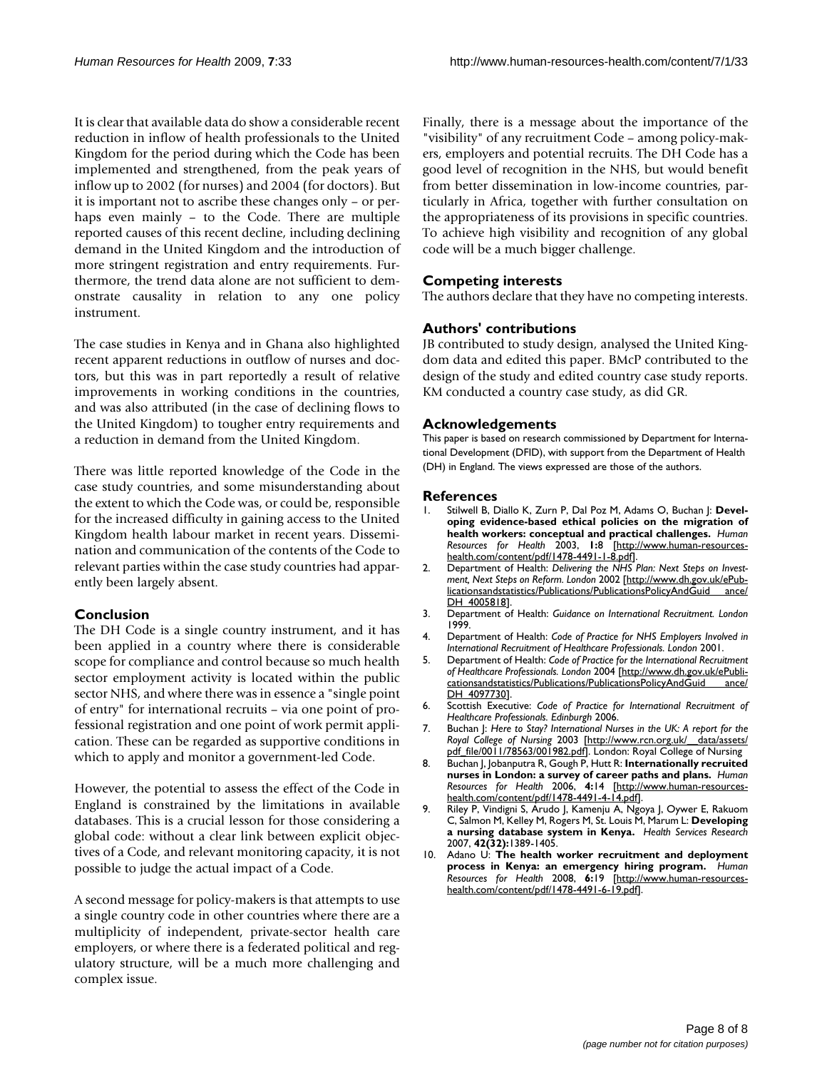It is clear that available data do show a considerable recent reduction in inflow of health professionals to the United Kingdom for the period during which the Code has been implemented and strengthened, from the peak years of inflow up to 2002 (for nurses) and 2004 (for doctors). But it is important not to ascribe these changes only – or perhaps even mainly – to the Code. There are multiple reported causes of this recent decline, including declining demand in the United Kingdom and the introduction of more stringent registration and entry requirements. Furthermore, the trend data alone are not sufficient to demonstrate causality in relation to any one policy instrument.

The case studies in Kenya and in Ghana also highlighted recent apparent reductions in outflow of nurses and doctors, but this was in part reportedly a result of relative improvements in working conditions in the countries, and was also attributed (in the case of declining flows to the United Kingdom) to tougher entry requirements and a reduction in demand from the United Kingdom.

There was little reported knowledge of the Code in the case study countries, and some misunderstanding about the extent to which the Code was, or could be, responsible for the increased difficulty in gaining access to the United Kingdom health labour market in recent years. Dissemination and communication of the contents of the Code to relevant parties within the case study countries had apparently been largely absent.

## Conclusion

The DH Code is a single country instrument, and it has been applied in a country where there is considerable scope for compliance and control because so much health sector employment activity is located within the public sector NHS, and where there was in essence a "single point of entry" for international recruits – via one point of professional registration and one point of work permit application. These can be regarded as supportive conditions in which to apply and monitor a government-led Code.

However, the potential to assess the effect of the Code in England is constrained by the limitations in available databases. This is a crucial lesson for those considering a global code: without a clear link between explicit objectives of a Code, and relevant monitoring capacity, it is not possible to judge the actual impact of a Code.

A second message for policy-makers is that attempts to use a single country code in other countries where there are a multiplicity of independent, private-sector health care employers, or where there is a federated political and regulatory structure, will be a much more challenging and complex issue.

Finally, there is a message about the importance of the "visibility" of any recruitment Code – among policy-makers, employers and potential recruits. The DH Code has a good level of recognition in the NHS, but would benefit from better dissemination in low-income countries, particularly in Africa, together with further consultation on the appropriateness of its provisions in specific countries. To achieve high visibility and recognition of any global code will be a much bigger challenge.

## Competing interests

The authors declare that they have no competing interests.

## Authors' contributions

JB contributed to study design, analysed the United Kingdom data and edited this paper. BMcP contributed to the design of the study and edited country case study reports. KM conducted a country case study, as did GR.

## Acknowledgements

This paper is based on research commissioned by Department for International Development (DFID), with support from the Department of Health (DH) in England. The views expressed are those of the authors.

## References

1. Stilwell B, Diallo K, Zurn P, Dal Poz M, Adams O, Buchan J: **Developing evidence-based ethical policies on the migration of health workers: conceptual and practical challenges.** *Human Resources for Health* 2003, **1:**8 [http://www.human-resources-health.com/content/pdf/1478-4491-1-8.pdf].
2. Department of Health: *Delivering the NHS Plan: Next Steps on Investment, Next Steps on Reform. London* 2002 [http://www.dh.gov.uk/PublicationsandStatistics/Publications/PublicationsPolicyAndGuidance/DH_4005818].
3. Department of Health: *Guidance on International Recruitment. London* 1999.
4. Department of Health: *Code of Practice for NHS Employers Involved in International Recruitment of Healthcare Professionals. London* 2001.
5. Department of Health: *Code of Practice for the International Recruitment of Healthcare Professionals. London* 2004 [http://www.dh.gov.uk/ePublicationsandstatistics/Publications/PublicationsPolicyAndGuidance/DH_4097730].
6. Scottish Executive: *Code of Practice for International Recruitment of Healthcare Professionals. Edinburgh* 2006.
7. Buchan J: *Here to Stay? International Nurses in the UK: A report for the Royal College of Nursing* 2003 [http://www.rcn.org.uk/__data/assets/pdf_file/0011/78563/001982.pdf]. London: Royal College of Nursing
8. Buchan J, Jobanputra R, Gough P, Hutt R: **Internationally recruited nurses in London: a survey of career paths and plans.** *Human Resources for Health* 2006, **4:**14 [http://www.human-resources-health.com/content/pdf/1478-4491-4-14.pdf].
9. Riley P, Vindigni S, Arudo J, Kamenju A, Ngoya J, Oywer E, Rakuom C, Salmon M, Kelley M, Rogers M, St. Louis M, Marum L: **Developing a nursing database system in Kenya.** *Health Services Research* 2007, **42(32):**1389-1405.
10. Adano U: **The health worker recruitment and deployment process in Kenya: an emergency hiring program.** *Human Resources for Health* 2008, **6:**19 [http://www.human-resources-health.com/content/pdf/1478-4491-6-19.pdf].